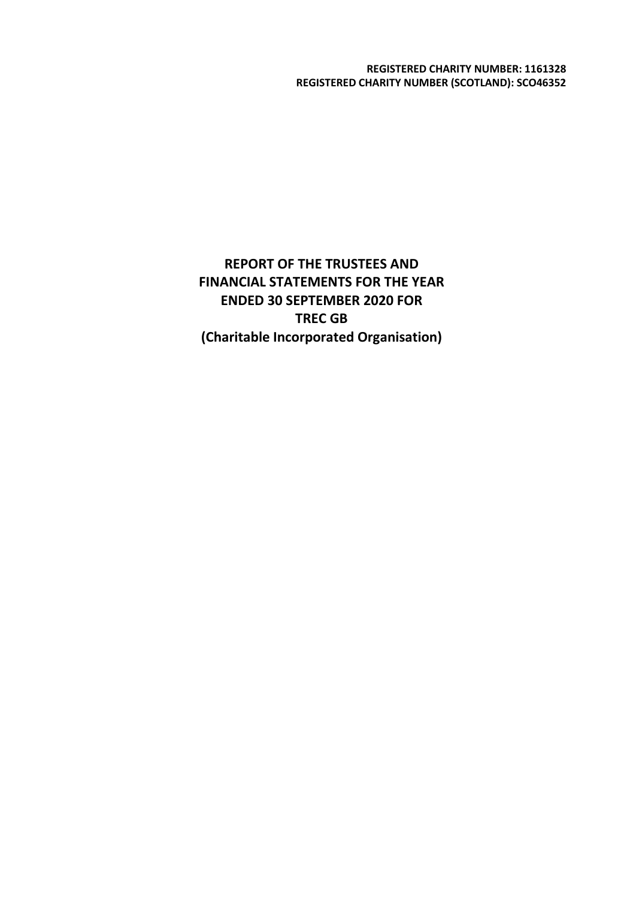**REGISTERED CHARITY NUMBER: 1161328**
**REGISTERED CHARITY NUMBER (SCOTLAND): SCO46352**

# REPORT OF THE TRUSTEES AND FINANCIAL STATEMENTS FOR THE YEAR ENDED 30 SEPTEMBER 2020 FOR TREC GB (Charitable Incorporated Organisation)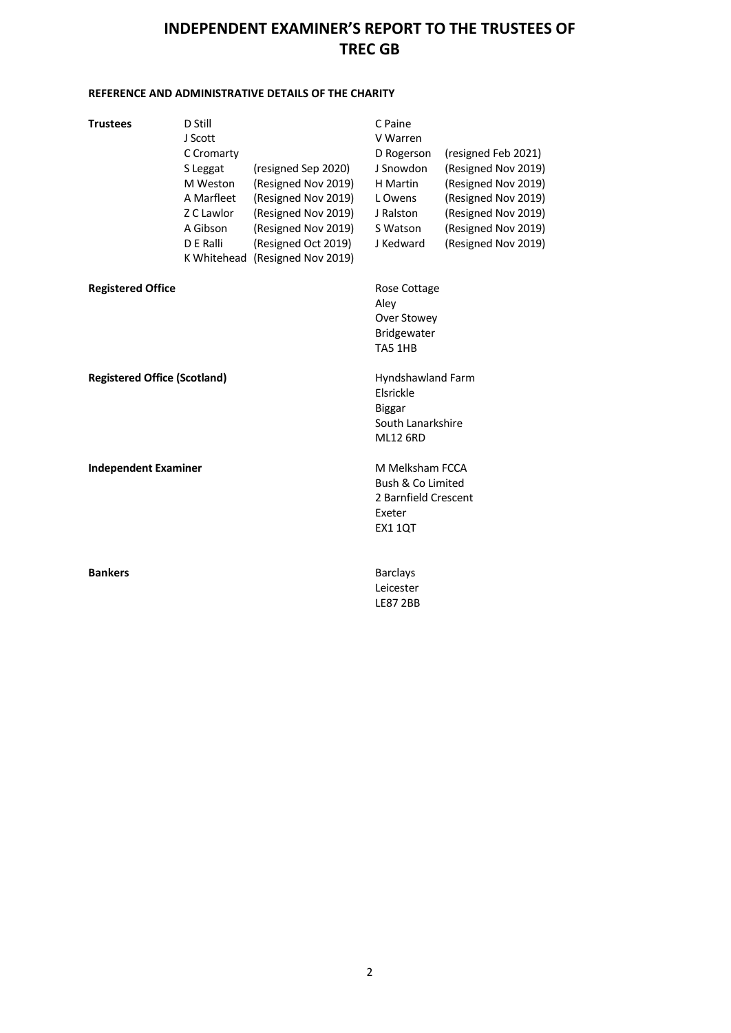# INDEPENDENT EXAMINER'S REPORT TO THE TRUSTEES OF TREC GB

**REFERENCE AND ADMINISTRATIVE DETAILS OF THE CHARITY**

| **Trustees** | | | | |
|---|---|---|---|---|
| | D Still | | C Paine | |
| | J Scott | | V Warren | |
| | C Cromarty | | D Rogerson | (resigned Feb 2021) |
| | S Leggat | (resigned Sep 2020) | J Snowdon | (Resigned Nov 2019) |
| | M Weston | (Resigned Nov 2019) | H Martin | (Resigned Nov 2019) |
| | A Marfleet | (Resigned Nov 2019) | L Owens | (Resigned Nov 2019) |
| | Z C Lawlor | (Resigned Nov 2019) | J Ralston | (Resigned Nov 2019) |
| | A Gibson | (Resigned Nov 2019) | S Watson | (Resigned Nov 2019) |
| | D E Ralli | (Resigned Oct 2019) | J Kedward | (Resigned Nov 2019) |
| | K Whitehead | (Resigned Nov 2019) | | |

**Registered Office**

Rose Cottage
Aley
Over Stowey
Bridgewater
TA5 1HB

**Registered Office (Scotland)**

Hyndshawland Farm
Elsrickle
Biggar
South Lanarkshire
ML12 6RD

**Independent Examiner**

M Melksham FCCA
Bush & Co Limited
2 Barnfield Crescent
Exeter
EX1 1QT

**Bankers**

Barclays
Leicester
LE87 2BB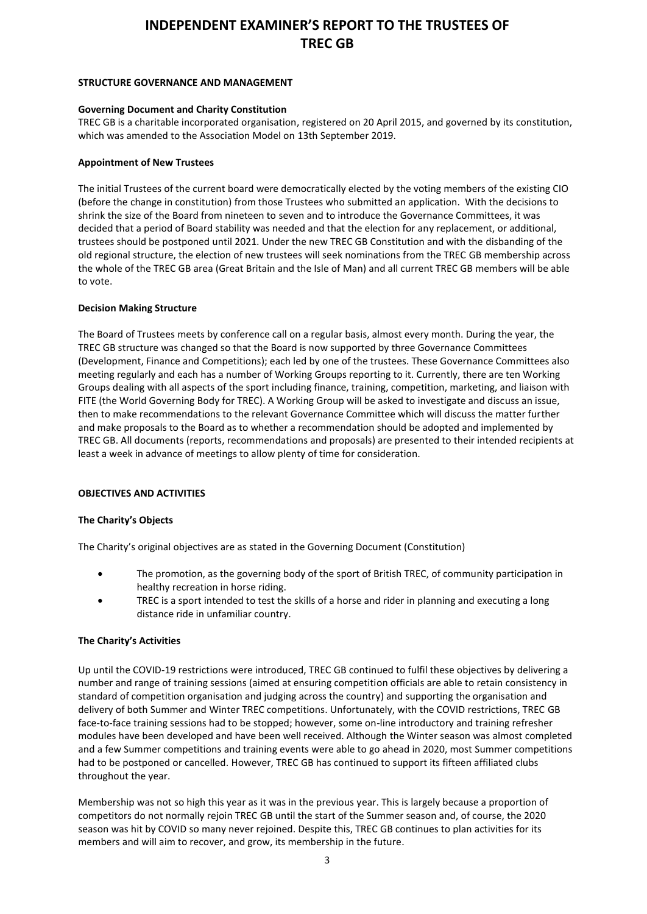# INDEPENDENT EXAMINER'S REPORT TO THE TRUSTEES OF TREC GB

## STRUCTURE GOVERNANCE AND MANAGEMENT

### Governing Document and Charity Constitution

TREC GB is a charitable incorporated organisation, registered on 20 April 2015, and governed by its constitution, which was amended to the Association Model on 13th September 2019.

### Appointment of New Trustees

The initial Trustees of the current board were democratically elected by the voting members of the existing CIO (before the change in constitution) from those Trustees who submitted an application. With the decisions to shrink the size of the Board from nineteen to seven and to introduce the Governance Committees, it was decided that a period of Board stability was needed and that the election for any replacement, or additional, trustees should be postponed until 2021. Under the new TREC GB Constitution and with the disbanding of the old regional structure, the election of new trustees will seek nominations from the TREC GB membership across the whole of the TREC GB area (Great Britain and the Isle of Man) and all current TREC GB members will be able to vote.

### Decision Making Structure

The Board of Trustees meets by conference call on a regular basis, almost every month. During the year, the TREC GB structure was changed so that the Board is now supported by three Governance Committees (Development, Finance and Competitions); each led by one of the trustees. These Governance Committees also meeting regularly and each has a number of Working Groups reporting to it. Currently, there are ten Working Groups dealing with all aspects of the sport including finance, training, competition, marketing, and liaison with FITE (the World Governing Body for TREC). A Working Group will be asked to investigate and discuss an issue, then to make recommendations to the relevant Governance Committee which will discuss the matter further and make proposals to the Board as to whether a recommendation should be adopted and implemented by TREC GB. All documents (reports, recommendations and proposals) are presented to their intended recipients at least a week in advance of meetings to allow plenty of time for consideration.

## OBJECTIVES AND ACTIVITIES

### The Charity's Objects

The Charity's original objectives are as stated in the Governing Document (Constitution)

- The promotion, as the governing body of the sport of British TREC, of community participation in healthy recreation in horse riding.
- TREC is a sport intended to test the skills of a horse and rider in planning and executing a long distance ride in unfamiliar country.

### The Charity's Activities

Up until the COVID-19 restrictions were introduced, TREC GB continued to fulfil these objectives by delivering a number and range of training sessions (aimed at ensuring competition officials are able to retain consistency in standard of competition organisation and judging across the country) and supporting the organisation and delivery of both Summer and Winter TREC competitions. Unfortunately, with the COVID restrictions, TREC GB face-to-face training sessions had to be stopped; however, some on-line introductory and training refresher modules have been developed and have been well received. Although the Winter season was almost completed and a few Summer competitions and training events were able to go ahead in 2020, most Summer competitions had to be postponed or cancelled. However, TREC GB has continued to support its fifteen affiliated clubs throughout the year.

Membership was not so high this year as it was in the previous year. This is largely because a proportion of competitors do not normally rejoin TREC GB until the start of the Summer season and, of course, the 2020 season was hit by COVID so many never rejoined. Despite this, TREC GB continues to plan activities for its members and will aim to recover, and grow, its membership in the future.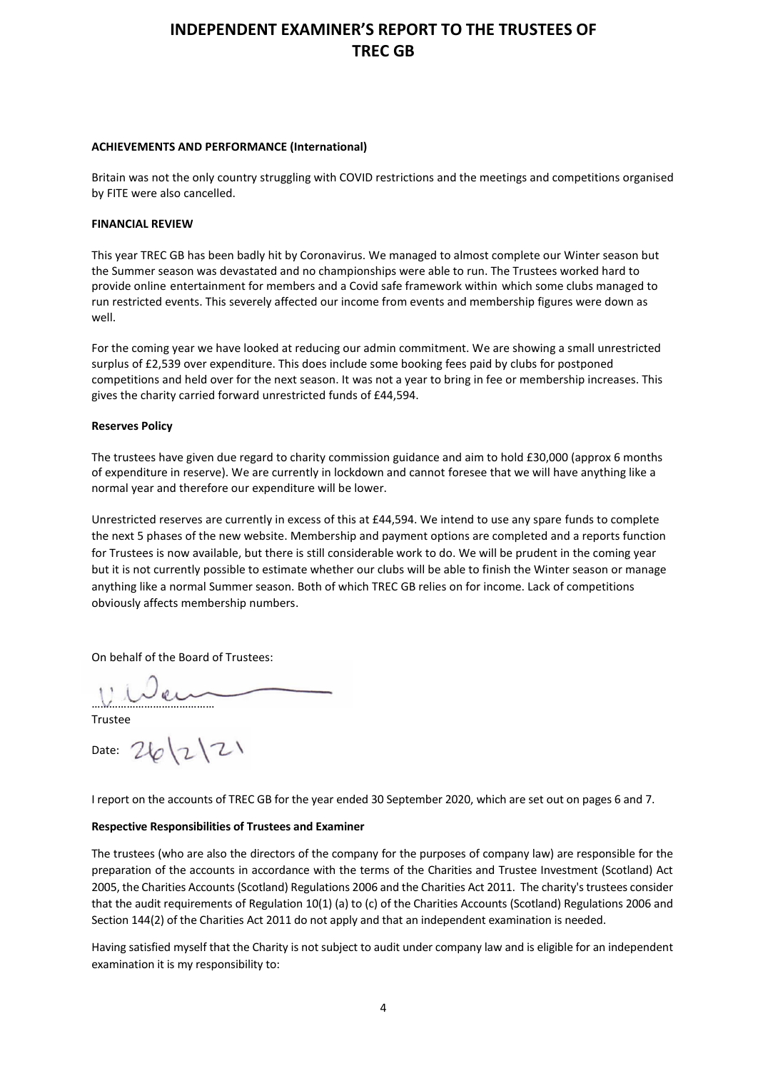# INDEPENDENT EXAMINER'S REPORT TO THE TRUSTEES OF TREC GB

**ACHIEVEMENTS AND PERFORMANCE (International)**

Britain was not the only country struggling with COVID restrictions and the meetings and competitions organised by FITE were also cancelled.

**FINANCIAL REVIEW**

This year TREC GB has been badly hit by Coronavirus. We managed to almost complete our Winter season but the Summer season was devastated and no championships were able to run. The Trustees worked hard to provide online entertainment for members and a Covid safe framework within which some clubs managed to run restricted events. This severely affected our income from events and membership figures were down as well.

For the coming year we have looked at reducing our admin commitment. We are showing a small unrestricted surplus of £2,539 over expenditure. This does include some booking fees paid by clubs for postponed competitions and held over for the next season. It was not a year to bring in fee or membership increases. This gives the charity carried forward unrestricted funds of £44,594.

**Reserves Policy**

The trustees have given due regard to charity commission guidance and aim to hold £30,000 (approx 6 months of expenditure in reserve). We are currently in lockdown and cannot foresee that we will have anything like a normal year and therefore our expenditure will be lower.

Unrestricted reserves are currently in excess of this at £44,594. We intend to use any spare funds to complete the next 5 phases of the new website. Membership and payment options are completed and a reports function for Trustees is now available, but there is still considerable work to do. We will be prudent in the coming year but it is not currently possible to estimate whether our clubs will be able to finish the Winter season or manage anything like a normal Summer season. Both of which TREC GB relies on for income. Lack of competitions obviously affects membership numbers.

On behalf of the Board of Trustees:

………………………………

Trustee

Date: 26/2/21

I report on the accounts of TREC GB for the year ended 30 September 2020, which are set out on pages 6 and 7.

**Respective Responsibilities of Trustees and Examiner**

The trustees (who are also the directors of the company for the purposes of company law) are responsible for the preparation of the accounts in accordance with the terms of the Charities and Trustee Investment (Scotland) Act 2005, the Charities Accounts (Scotland) Regulations 2006 and the Charities Act 2011. The charity's trustees consider that the audit requirements of Regulation 10(1) (a) to (c) of the Charities Accounts (Scotland) Regulations 2006 and Section 144(2) of the Charities Act 2011 do not apply and that an independent examination is needed.

Having satisfied myself that the Charity is not subject to audit under company law and is eligible for an independent examination it is my responsibility to: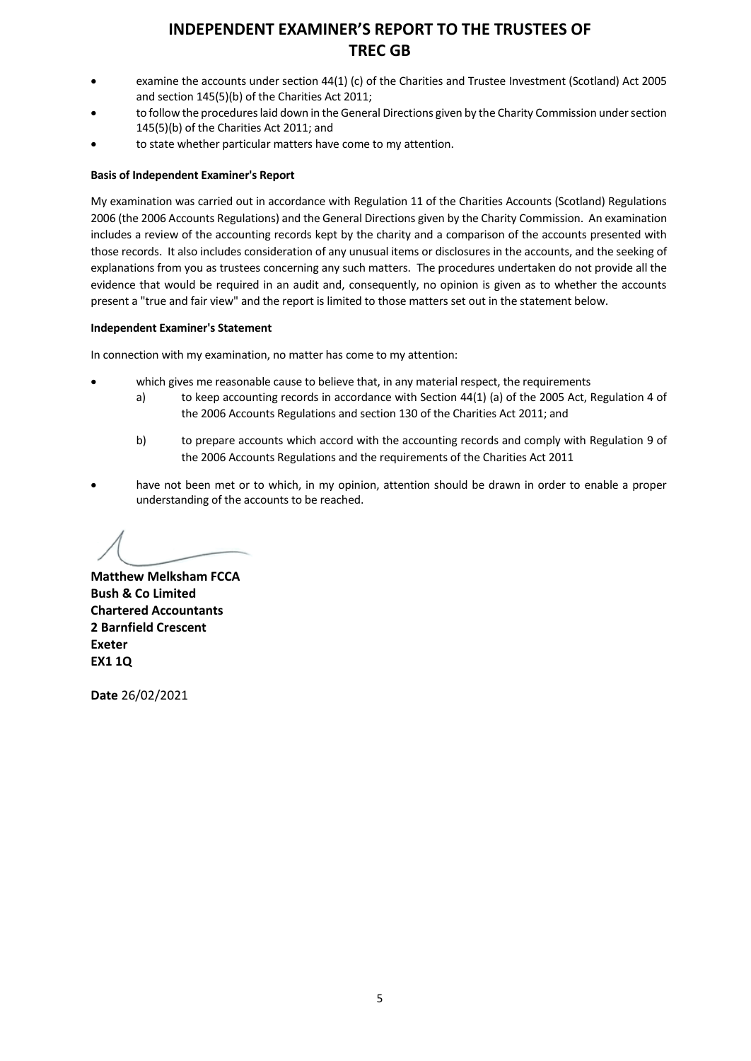# INDEPENDENT EXAMINER'S REPORT TO THE TRUSTEES OF TREC GB

- examine the accounts under section 44(1) (c) of the Charities and Trustee Investment (Scotland) Act 2005 and section 145(5)(b) of the Charities Act 2011;
- to follow the procedures laid down in the General Directions given by the Charity Commission under section 145(5)(b) of the Charities Act 2011; and
- to state whether particular matters have come to my attention.

**Basis of Independent Examiner's Report**

My examination was carried out in accordance with Regulation 11 of the Charities Accounts (Scotland) Regulations 2006 (the 2006 Accounts Regulations) and the General Directions given by the Charity Commission. An examination includes a review of the accounting records kept by the charity and a comparison of the accounts presented with those records. It also includes consideration of any unusual items or disclosures in the accounts, and the seeking of explanations from you as trustees concerning any such matters. The procedures undertaken do not provide all the evidence that would be required in an audit and, consequently, no opinion is given as to whether the accounts present a "true and fair view" and the report is limited to those matters set out in the statement below.

**Independent Examiner's Statement**

In connection with my examination, no matter has come to my attention:

- which gives me reasonable cause to believe that, in any material respect, the requirements
  - a) to keep accounting records in accordance with Section 44(1) (a) of the 2005 Act, Regulation 4 of the 2006 Accounts Regulations and section 130 of the Charities Act 2011; and
  - b) to prepare accounts which accord with the accounting records and comply with Regulation 9 of the 2006 Accounts Regulations and the requirements of the Charities Act 2011
- have not been met or to which, in my opinion, attention should be drawn in order to enable a proper understanding of the accounts to be reached.

**Matthew Melksham FCCA**
**Bush & Co Limited**
**Chartered Accountants**
**2 Barnfield Crescent**
**Exeter**
**EX1 1Q**

**Date** 26/02/2021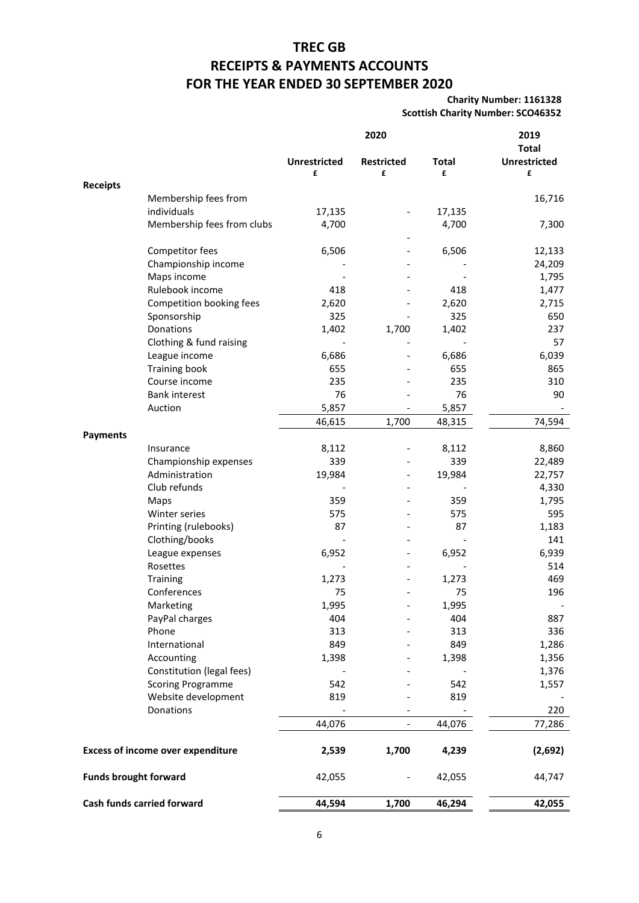# TREC GB

# RECEIPTS & PAYMENTS ACCOUNTS

# FOR THE YEAR ENDED 30 SEPTEMBER 2020

**Charity Number: 1161328**
**Scottish Charity Number: SCO46352**

| | 2020 | | | 2019 |
|---|---|---|---|---|
| | **Unrestricted** | **Restricted** | **Total** | **Total Unrestricted** |
| | **£** | **£** | **£** | **£** |
| **Receipts** | | | | |
| Membership fees from individuals | 17,135 | - | 17,135 | 16,716 |
| Membership fees from clubs | 4,700 | - | 4,700 | 7,300 |
| Competitor fees | 6,506 | - | 6,506 | 12,133 |
| Championship income | - | - | - | 24,209 |
| Maps income | - | - | - | 1,795 |
| Rulebook income | 418 | - | 418 | 1,477 |
| Competition booking fees | 2,620 | - | 2,620 | 2,715 |
| Sponsorship | 325 | - | 325 | 650 |
| Donations | 1,402 | 1,700 | 1,402 | 237 |
| Clothing & fund raising | - | - | - | 57 |
| League income | 6,686 | - | 6,686 | 6,039 |
| Training book | 655 | - | 655 | 865 |
| Course income | 235 | - | 235 | 310 |
| Bank interest | 76 | - | 76 | 90 |
| Auction | 5,857 | - | 5,857 | - |
| | 46,615 | 1,700 | 48,315 | 74,594 |
| **Payments** | | | | |
| Insurance | 8,112 | - | 8,112 | 8,860 |
| Championship expenses | 339 | - | 339 | 22,489 |
| Administration | 19,984 | - | 19,984 | 22,757 |
| Club refunds | - | - | - | 4,330 |
| Maps | 359 | - | 359 | 1,795 |
| Winter series | 575 | - | 575 | 595 |
| Printing (rulebooks) | 87 | - | 87 | 1,183 |
| Clothing/books | - | - | - | 141 |
| League expenses | 6,952 | - | 6,952 | 6,939 |
| Rosettes | - | - | - | 514 |
| Training | 1,273 | - | 1,273 | 469 |
| Conferences | 75 | - | 75 | 196 |
| Marketing | 1,995 | - | 1,995 | - |
| PayPal charges | 404 | - | 404 | 887 |
| Phone | 313 | - | 313 | 336 |
| International | 849 | - | 849 | 1,286 |
| Accounting | 1,398 | - | 1,398 | 1,356 |
| Constitution (legal fees) | - | - | - | 1,376 |
| Scoring Programme | 542 | - | 542 | 1,557 |
| Website development | 819 | - | 819 | - |
| Donations | - | - | - | 220 |
| | 44,076 | - | 44,076 | 77,286 |
| **Excess of income over expenditure** | **2,539** | **1,700** | **4,239** | **(2,692)** |
| **Funds brought forward** | 42,055 | - | 42,055 | 44,747 |
| **Cash funds carried forward** | **44,594** | **1,700** | **46,294** | **42,055** |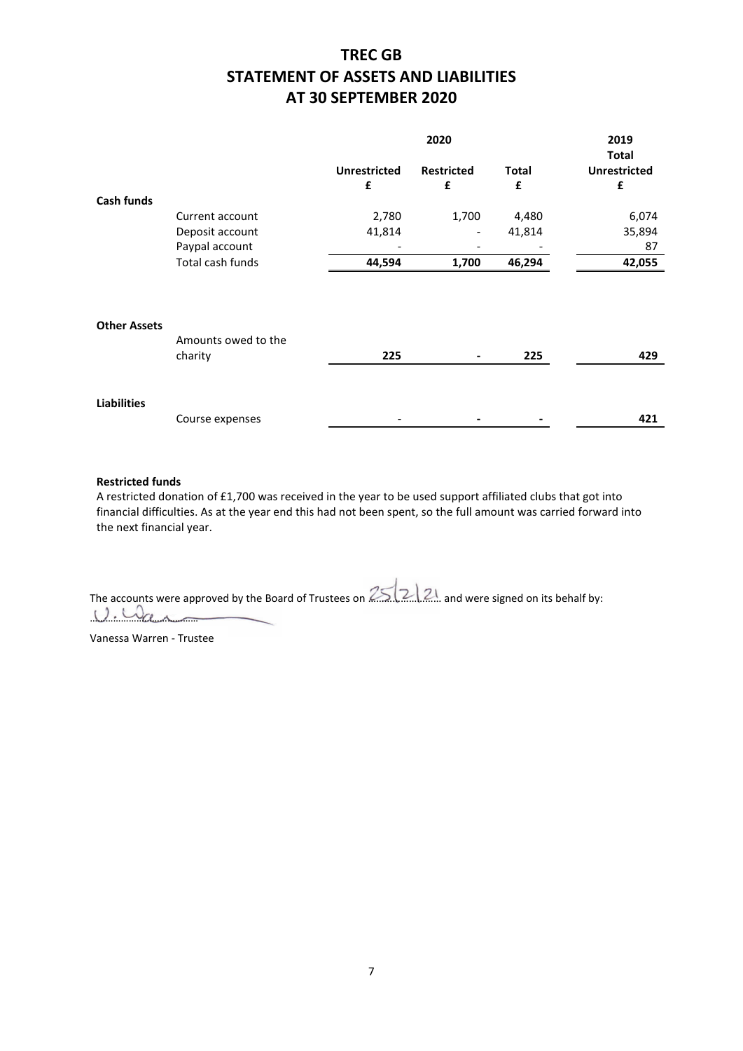# TREC GB
# STATEMENT OF ASSETS AND LIABILITIES
# AT 30 SEPTEMBER 2020

| | | 2020 | | | 2019 |
|---|---|---|---|---|---|
| | | **Unrestricted** | **Restricted** | **Total** | **Total Unrestricted** |
| | | **£** | **£** | **£** | **£** |
| **Cash funds** | | | | | |
| | Current account | 2,780 | 1,700 | 4,480 | 6,074 |
| | Deposit account | 41,814 | - | 41,814 | 35,894 |
| | Paypal account | - | - | - | 87 |
| | Total cash funds | **44,594** | **1,700** | **46,294** | **42,055** |
| **Other Assets** | | | | | |
| | Amounts owed to the charity | **225** | **-** | **225** | **429** |
| **Liabilities** | | | | | |
| | Course expenses | - | **-** | **-** | **421** |

**Restricted funds**

A restricted donation of £1,700 was received in the year to be used support affiliated clubs that got into financial difficulties. As at the year end this had not been spent, so the full amount was carried forward into the next financial year.

The accounts were approved by the Board of Trustees on 25/2/21 and were signed on its behalf by:

V. Warren

Vanessa Warren - Trustee